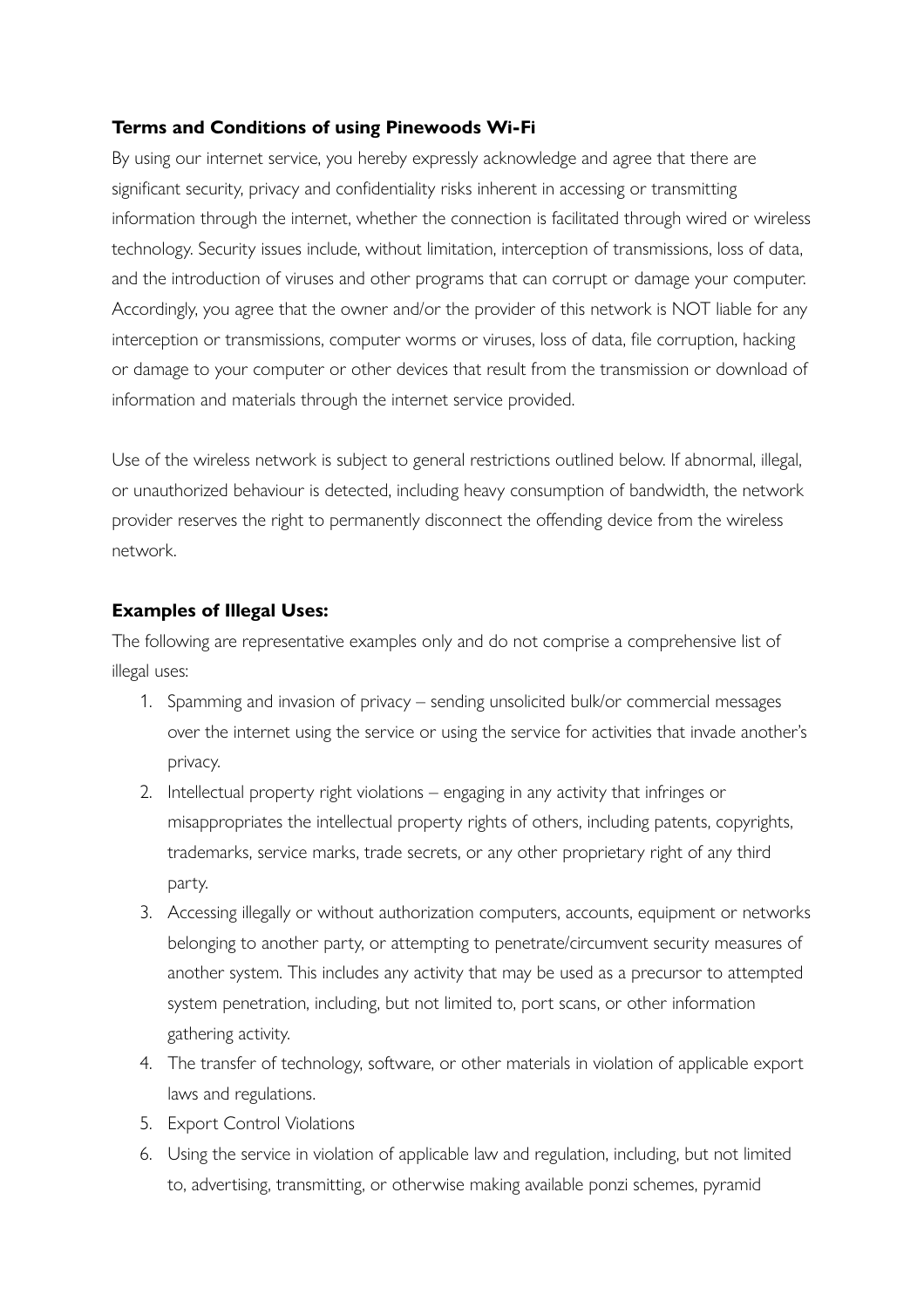**Terms and Conditions of using Pinewoods Wi-Fi**

By using our internet service, you hereby expressly acknowledge and agree that there are significant security, privacy and confidentiality risks inherent in accessing or transmitting information through the internet, whether the connection is facilitated through wired or wireless technology. Security issues include, without limitation, interception of transmissions, loss of data, and the introduction of viruses and other programs that can corrupt or damage your computer. Accordingly, you agree that the owner and/or the provider of this network is NOT liable for any interception or transmissions, computer worms or viruses, loss of data, file corruption, hacking or damage to your computer or other devices that result from the transmission or download of information and materials through the internet service provided.

Use of the wireless network is subject to general restrictions outlined below. If abnormal, illegal, or unauthorized behaviour is detected, including heavy consumption of bandwidth, the network provider reserves the right to permanently disconnect the offending device from the wireless network.

**Examples of Illegal Uses:**

The following are representative examples only and do not comprise a comprehensive list of illegal uses:

1. Spamming and invasion of privacy – sending unsolicited bulk/or commercial messages over the internet using the service or using the service for activities that invade another's privacy.
2. Intellectual property right violations – engaging in any activity that infringes or misappropriates the intellectual property rights of others, including patents, copyrights, trademarks, service marks, trade secrets, or any other proprietary right of any third party.
3. Accessing illegally or without authorization computers, accounts, equipment or networks belonging to another party, or attempting to penetrate/circumvent security measures of another system. This includes any activity that may be used as a precursor to attempted system penetration, including, but not limited to, port scans, or other information gathering activity.
4. The transfer of technology, software, or other materials in violation of applicable export laws and regulations.
5. Export Control Violations
6. Using the service in violation of applicable law and regulation, including, but not limited to, advertising, transmitting, or otherwise making available ponzi schemes, pyramid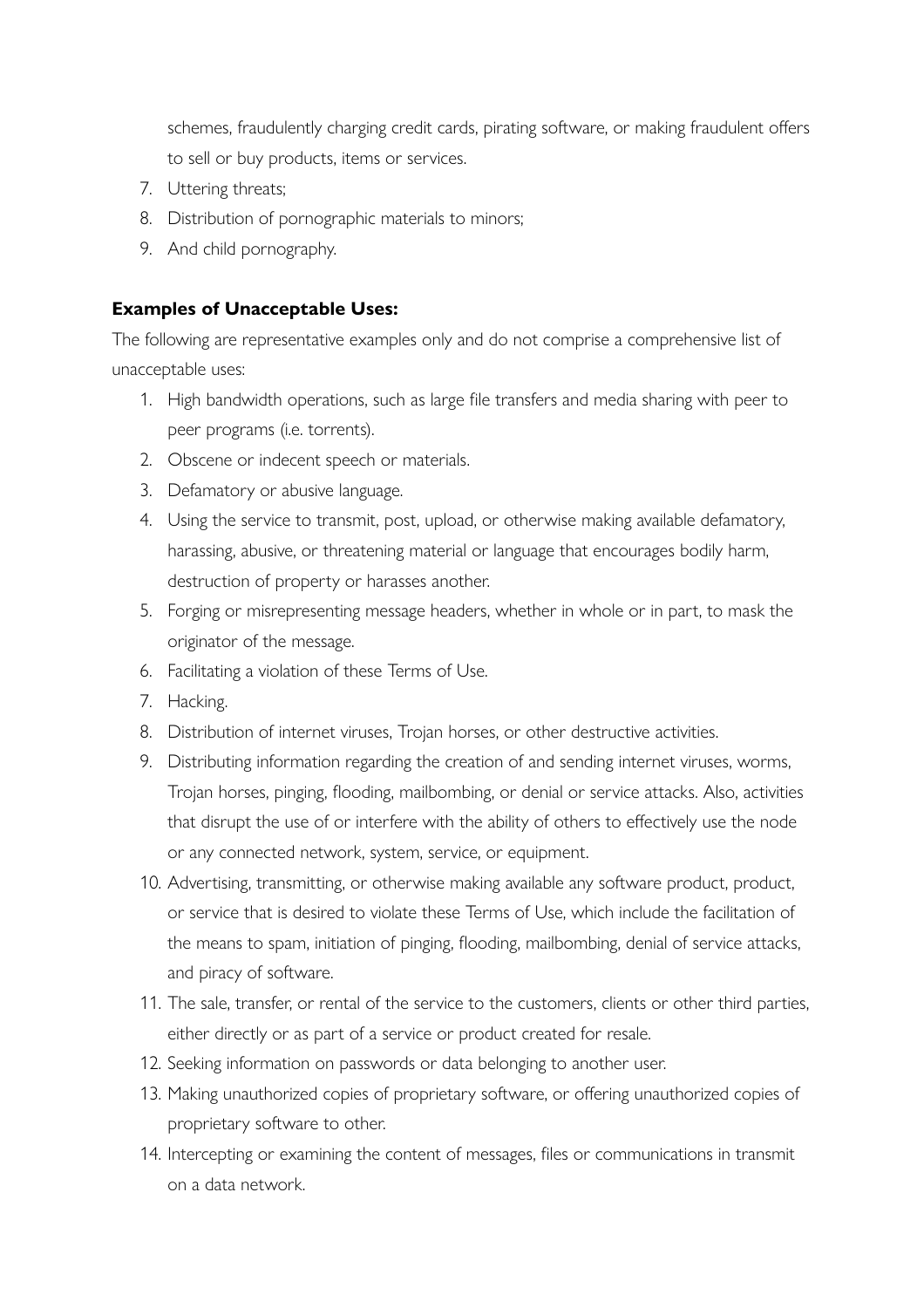schemes, fraudulently charging credit cards, pirating software, or making fraudulent offers to sell or buy products, items or services.

7. Uttering threats;
8. Distribution of pornographic materials to minors;
9. And child pornography.

**Examples of Unacceptable Uses:**

The following are representative examples only and do not comprise a comprehensive list of unacceptable uses:

1. High bandwidth operations, such as large file transfers and media sharing with peer to peer programs (i.e. torrents).
2. Obscene or indecent speech or materials.
3. Defamatory or abusive language.
4. Using the service to transmit, post, upload, or otherwise making available defamatory, harassing, abusive, or threatening material or language that encourages bodily harm, destruction of property or harasses another.
5. Forging or misrepresenting message headers, whether in whole or in part, to mask the originator of the message.
6. Facilitating a violation of these Terms of Use.
7. Hacking.
8. Distribution of internet viruses, Trojan horses, or other destructive activities.
9. Distributing information regarding the creation of and sending internet viruses, worms, Trojan horses, pinging, flooding, mailbombing, or denial or service attacks. Also, activities that disrupt the use of or interfere with the ability of others to effectively use the node or any connected network, system, service, or equipment.
10. Advertising, transmitting, or otherwise making available any software product, product, or service that is desired to violate these Terms of Use, which include the facilitation of the means to spam, initiation of pinging, flooding, mailbombing, denial of service attacks, and piracy of software.
11. The sale, transfer, or rental of the service to the customers, clients or other third parties, either directly or as part of a service or product created for resale.
12. Seeking information on passwords or data belonging to another user.
13. Making unauthorized copies of proprietary software, or offering unauthorized copies of proprietary software to other.
14. Intercepting or examining the content of messages, files or communications in transmit on a data network.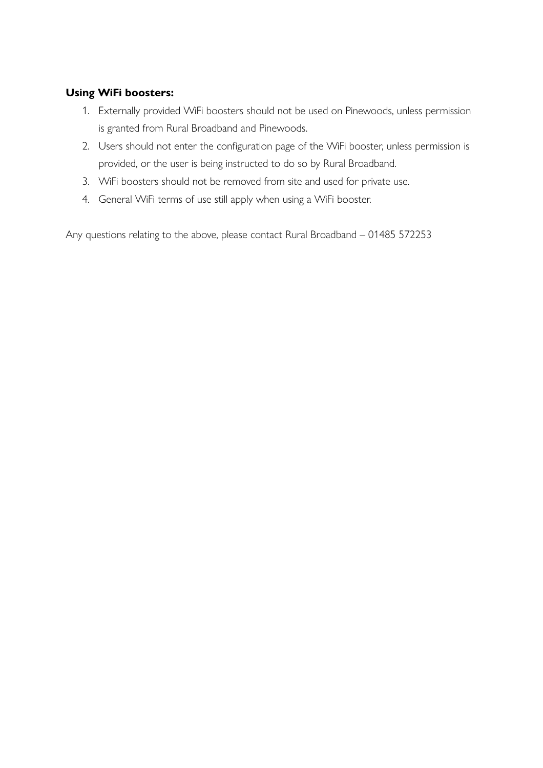**Using WiFi boosters:**

1. Externally provided WiFi boosters should not be used on Pinewoods, unless permission is granted from Rural Broadband and Pinewoods.
2. Users should not enter the configuration page of the WiFi booster, unless permission is provided, or the user is being instructed to do so by Rural Broadband.
3. WiFi boosters should not be removed from site and used for private use.
4. General WiFi terms of use still apply when using a WiFi booster.

Any questions relating to the above, please contact Rural Broadband – 01485 572253